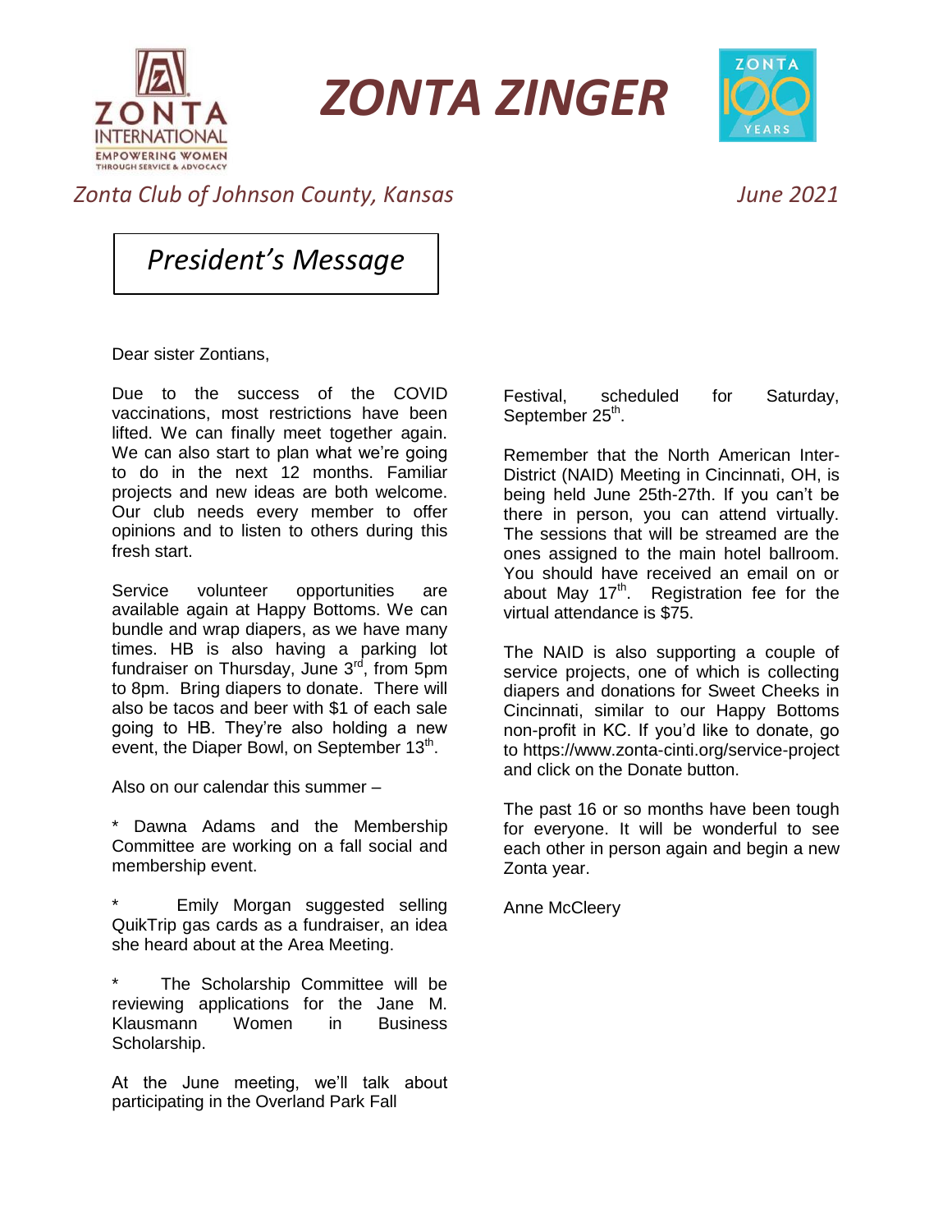# ZONTA ZINGER

*Zonta Club of Johnson County, Kansas*

*June 2021*

## *President's Message*

Dear sister Zontians,

Due to the success of the COVID vaccinations, most restrictions have been lifted. We can finally meet together again. We can also start to plan what we're going to do in the next 12 months. Familiar projects and new ideas are both welcome. Our club needs every member to offer opinions and to listen to others during this fresh start.

Service volunteer opportunities are available again at Happy Bottoms. We can bundle and wrap diapers, as we have many times. HB is also having a parking lot fundraiser on Thursday, June 3rd, from 5pm to 8pm. Bring diapers to donate. There will also be tacos and beer with $1 of each sale going to HB. They're also holding a new event, the Diaper Bowl, on September 13th.

Also on our calendar this summer –

* Dawna Adams and the Membership Committee are working on a fall social and membership event.

* Emily Morgan suggested selling QuikTrip gas cards as a fundraiser, an idea she heard about at the Area Meeting.

* The Scholarship Committee will be reviewing applications for the Jane M. Klausmann Women in Business Scholarship.

At the June meeting, we'll talk about participating in the Overland Park Fall Festival, scheduled for Saturday, September 25th.

Remember that the North American Inter-District (NAID) Meeting in Cincinnati, OH, is being held June 25th-27th. If you can't be there in person, you can attend virtually. The sessions that will be streamed are the ones assigned to the main hotel ballroom. You should have received an email on or about May 17th. Registration fee for the virtual attendance is $75.

The NAID is also supporting a couple of service projects, one of which is collecting diapers and donations for Sweet Cheeks in Cincinnati, similar to our Happy Bottoms non-profit in KC. If you'd like to donate, go to https://www.zonta-cinti.org/service-project and click on the Donate button.

The past 16 or so months have been tough for everyone. It will be wonderful to see each other in person again and begin a new Zonta year.

Anne McCleery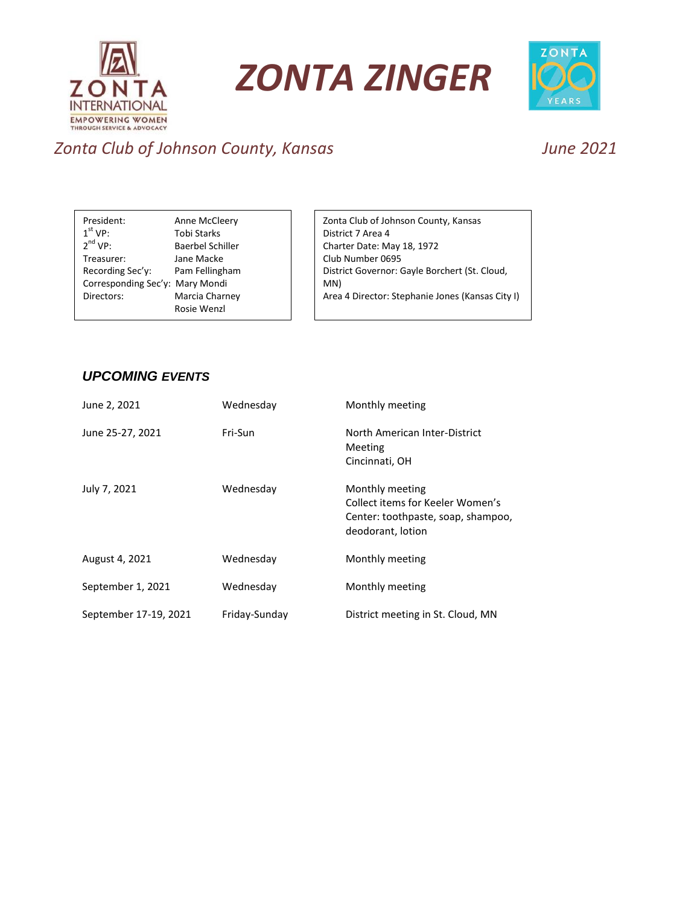# ZONTA ZINGER

*Zonta Club of Johnson County, Kansas* *June 2021*

| | |
|---|---|
| President: | Anne McCleery |
| 1st VP: | Tobi Starks |
| 2nd VP: | Baerbel Schiller |
| Treasurer: | Jane Macke |
| Recording Sec'y: | Pam Fellingham |
| Corresponding Sec'y: | Mary Mondi |
| Directors: | Marcia Charney |
| | Rosie Wenzl |

Zonta Club of Johnson County, Kansas
District 7 Area 4
Charter Date: May 18, 1972
Club Number 0695
District Governor: Gayle Borchert (St. Cloud, MN)
Area 4 Director: Stephanie Jones (Kansas City I)

## *UPCOMING EVENTS*

| | | |
|---|---|---|
| June 2, 2021 | Wednesday | Monthly meeting |
| June 25-27, 2021 | Fri-Sun | North American Inter-District Meeting<br>Cincinnati, OH |
| July 7, 2021 | Wednesday | Monthly meeting<br>Collect items for Keeler Women's Center: toothpaste, soap, shampoo, deodorant, lotion |
| August 4, 2021 | Wednesday | Monthly meeting |
| September 1, 2021 | Wednesday | Monthly meeting |
| September 17-19, 2021 | Friday-Sunday | District meeting in St. Cloud, MN |